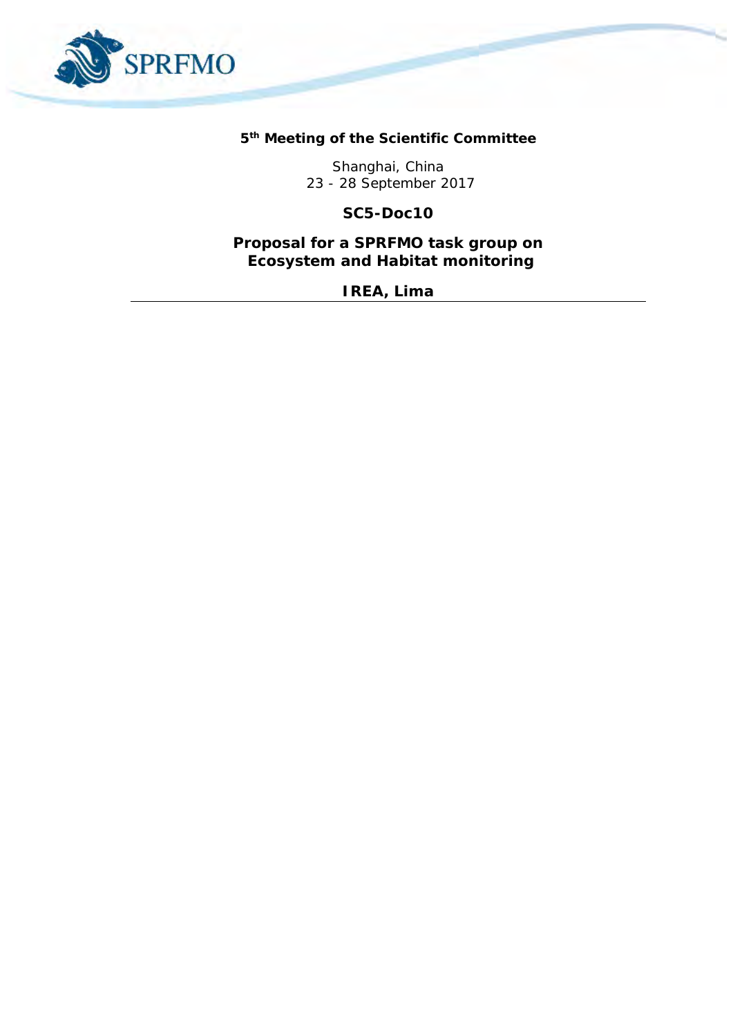**5th Meeting of the Scientific Committee**

Shanghai, China
23 - 28 September 2017

**SC5-Doc10**

# Proposal for a SPRFMO task group on Ecosystem and Habitat monitoring

**IREA, Lima**

---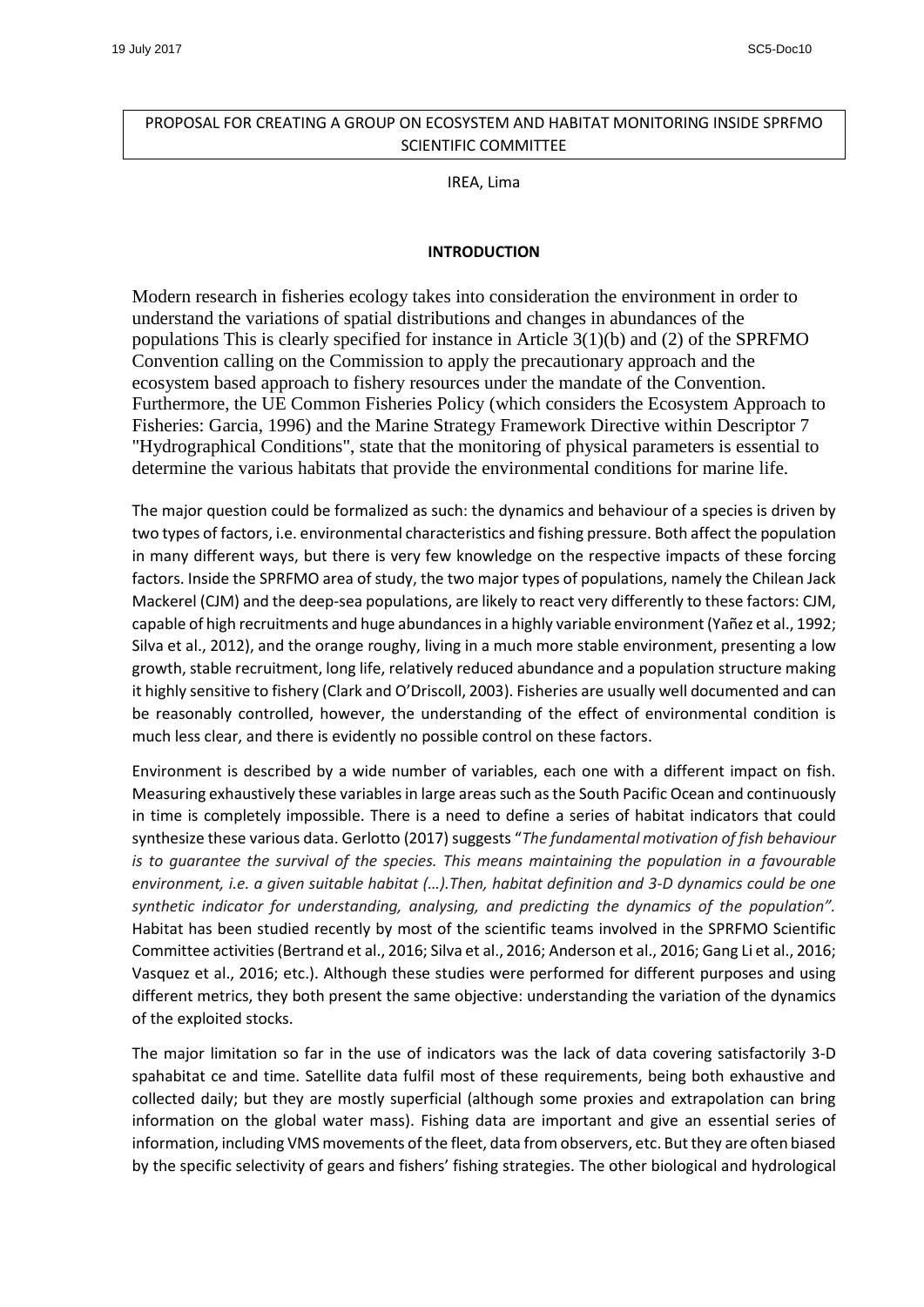PROPOSAL FOR CREATING A GROUP ON ECOSYSTEM AND HABITAT MONITORING INSIDE SPRFMO SCIENTIFIC COMMITTEE

IREA, Lima

**INTRODUCTION**

Modern research in fisheries ecology takes into consideration the environment in order to understand the variations of spatial distributions and changes in abundances of the populations This is clearly specified for instance in Article 3(1)(b) and (2) of the SPRFMO Convention calling on the Commission to apply the precautionary approach and the ecosystem based approach to fishery resources under the mandate of the Convention. Furthermore, the UE Common Fisheries Policy (which considers the Ecosystem Approach to Fisheries: Garcia, 1996) and the Marine Strategy Framework Directive within Descriptor 7 "Hydrographical Conditions", state that the monitoring of physical parameters is essential to determine the various habitats that provide the environmental conditions for marine life.

The major question could be formalized as such: the dynamics and behaviour of a species is driven by two types of factors, i.e. environmental characteristics and fishing pressure. Both affect the population in many different ways, but there is very few knowledge on the respective impacts of these forcing factors. Inside the SPRFMO area of study, the two major types of populations, namely the Chilean Jack Mackerel (CJM) and the deep-sea populations, are likely to react very differently to these factors: CJM, capable of high recruitments and huge abundances in a highly variable environment (Yañez et al., 1992; Silva et al., 2012), and the orange roughy, living in a much more stable environment, presenting a low growth, stable recruitment, long life, relatively reduced abundance and a population structure making it highly sensitive to fishery (Clark and O'Driscoll, 2003). Fisheries are usually well documented and can be reasonably controlled, however, the understanding of the effect of environmental condition is much less clear, and there is evidently no possible control on these factors.

Environment is described by a wide number of variables, each one with a different impact on fish. Measuring exhaustively these variables in large areas such as the South Pacific Ocean and continuously in time is completely impossible. There is a need to define a series of habitat indicators that could synthesize these various data. Gerlotto (2017) suggests "*The fundamental motivation of fish behaviour is to guarantee the survival of the species. This means maintaining the population in a favourable environment, i.e. a given suitable habitat (…).Then, habitat definition and 3-D dynamics could be one synthetic indicator for understanding, analysing, and predicting the dynamics of the population".* Habitat has been studied recently by most of the scientific teams involved in the SPRFMO Scientific Committee activities (Bertrand et al., 2016; Silva et al., 2016; Anderson et al., 2016; Gang Li et al., 2016; Vasquez et al., 2016; etc.). Although these studies were performed for different purposes and using different metrics, they both present the same objective: understanding the variation of the dynamics of the exploited stocks.

The major limitation so far in the use of indicators was the lack of data covering satisfactorily 3-D spahabitat ce and time. Satellite data fulfil most of these requirements, being both exhaustive and collected daily; but they are mostly superficial (although some proxies and extrapolation can bring information on the global water mass). Fishing data are important and give an essential series of information, including VMS movements of the fleet, data from observers, etc. But they are often biased by the specific selectivity of gears and fishers' fishing strategies. The other biological and hydrological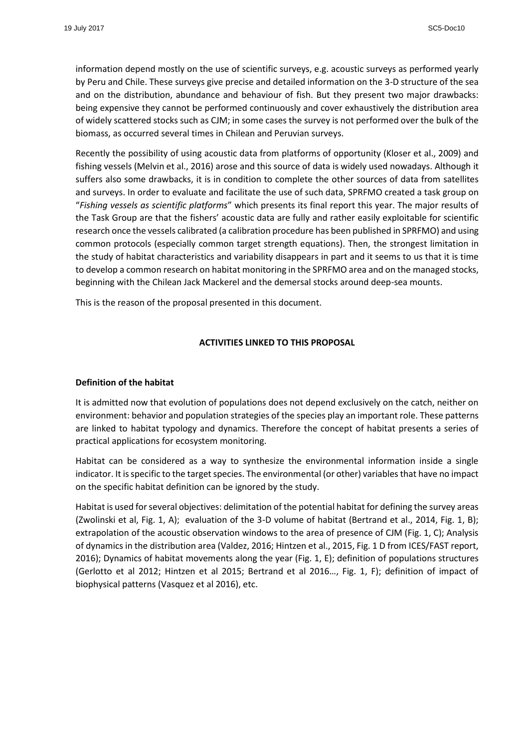information depend mostly on the use of scientific surveys, e.g. acoustic surveys as performed yearly by Peru and Chile. These surveys give precise and detailed information on the 3-D structure of the sea and on the distribution, abundance and behaviour of fish. But they present two major drawbacks: being expensive they cannot be performed continuously and cover exhaustively the distribution area of widely scattered stocks such as CJM; in some cases the survey is not performed over the bulk of the biomass, as occurred several times in Chilean and Peruvian surveys.

Recently the possibility of using acoustic data from platforms of opportunity (Kloser et al., 2009) and fishing vessels (Melvin et al., 2016) arose and this source of data is widely used nowadays. Although it suffers also some drawbacks, it is in condition to complete the other sources of data from satellites and surveys. In order to evaluate and facilitate the use of such data, SPRFMO created a task group on "*Fishing vessels as scientific platforms*" which presents its final report this year. The major results of the Task Group are that the fishers' acoustic data are fully and rather easily exploitable for scientific research once the vessels calibrated (a calibration procedure has been published in SPRFMO) and using common protocols (especially common target strength equations). Then, the strongest limitation in the study of habitat characteristics and variability disappears in part and it seems to us that it is time to develop a common research on habitat monitoring in the SPRFMO area and on the managed stocks, beginning with the Chilean Jack Mackerel and the demersal stocks around deep-sea mounts.

This is the reason of the proposal presented in this document.

## ACTIVITIES LINKED TO THIS PROPOSAL

### Definition of the habitat

It is admitted now that evolution of populations does not depend exclusively on the catch, neither on environment: behavior and population strategies of the species play an important role. These patterns are linked to habitat typology and dynamics. Therefore the concept of habitat presents a series of practical applications for ecosystem monitoring.

Habitat can be considered as a way to synthesize the environmental information inside a single indicator. It is specific to the target species. The environmental (or other) variables that have no impact on the specific habitat definition can be ignored by the study.

Habitat is used for several objectives: delimitation of the potential habitat for defining the survey areas (Zwolinski et al, Fig. 1, A); evaluation of the 3-D volume of habitat (Bertrand et al., 2014, Fig. 1, B); extrapolation of the acoustic observation windows to the area of presence of CJM (Fig. 1, C); Analysis of dynamics in the distribution area (Valdez, 2016; Hintzen et al., 2015, Fig. 1 D from ICES/FAST report, 2016); Dynamics of habitat movements along the year (Fig. 1, E); definition of populations structures (Gerlotto et al 2012; Hintzen et al 2015; Bertrand et al 2016…, Fig. 1, F); definition of impact of biophysical patterns (Vasquez et al 2016), etc.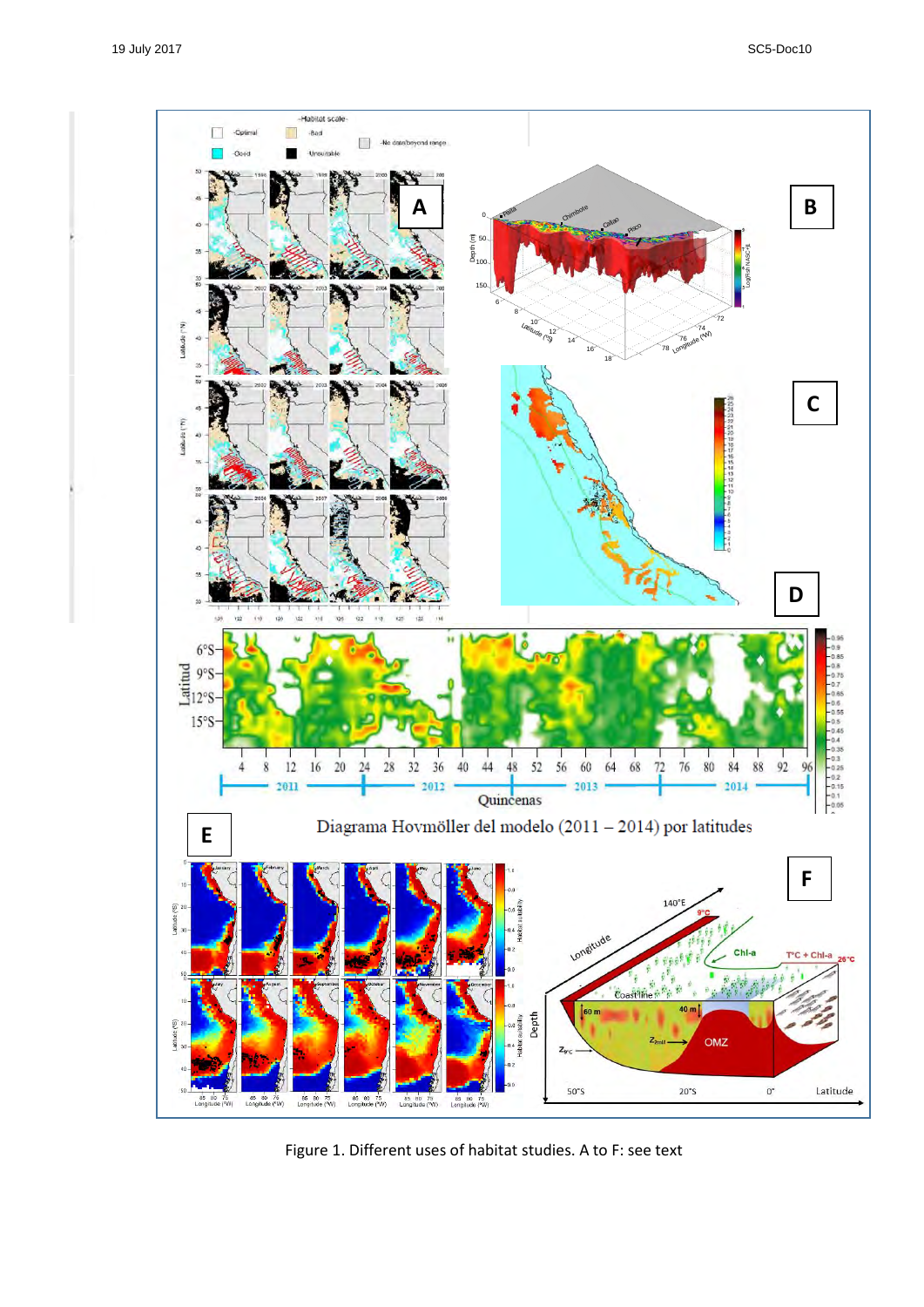Figure 1. Different uses of habitat studies. A to F: see text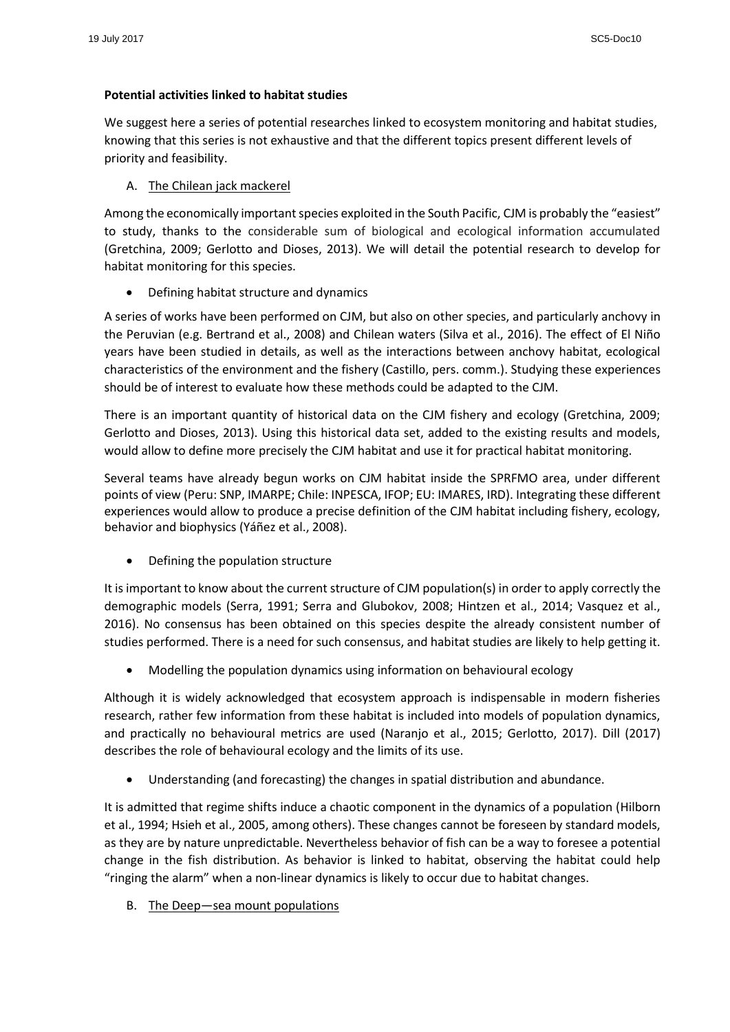**Potential activities linked to habitat studies**

We suggest here a series of potential researches linked to ecosystem monitoring and habitat studies, knowing that this series is not exhaustive and that the different topics present different levels of priority and feasibility.

A. The Chilean jack mackerel

Among the economically important species exploited in the South Pacific, CJM is probably the "easiest" to study, thanks to the considerable sum of biological and ecological information accumulated (Gretchina, 2009; Gerlotto and Dioses, 2013). We will detail the potential research to develop for habitat monitoring for this species.

- Defining habitat structure and dynamics

A series of works have been performed on CJM, but also on other species, and particularly anchovy in the Peruvian (e.g. Bertrand et al., 2008) and Chilean waters (Silva et al., 2016). The effect of El Niño years have been studied in details, as well as the interactions between anchovy habitat, ecological characteristics of the environment and the fishery (Castillo, pers. comm.). Studying these experiences should be of interest to evaluate how these methods could be adapted to the CJM.

There is an important quantity of historical data on the CJM fishery and ecology (Gretchina, 2009; Gerlotto and Dioses, 2013). Using this historical data set, added to the existing results and models, would allow to define more precisely the CJM habitat and use it for practical habitat monitoring.

Several teams have already begun works on CJM habitat inside the SPRFMO area, under different points of view (Peru: SNP, IMARPE; Chile: INPESCA, IFOP; EU: IMARES, IRD). Integrating these different experiences would allow to produce a precise definition of the CJM habitat including fishery, ecology, behavior and biophysics (Yáñez et al., 2008).

- Defining the population structure

It is important to know about the current structure of CJM population(s) in order to apply correctly the demographic models (Serra, 1991; Serra and Glubokov, 2008; Hintzen et al., 2014; Vasquez et al., 2016). No consensus has been obtained on this species despite the already consistent number of studies performed. There is a need for such consensus, and habitat studies are likely to help getting it.

- Modelling the population dynamics using information on behavioural ecology

Although it is widely acknowledged that ecosystem approach is indispensable in modern fisheries research, rather few information from these habitat is included into models of population dynamics, and practically no behavioural metrics are used (Naranjo et al., 2015; Gerlotto, 2017). Dill (2017) describes the role of behavioural ecology and the limits of its use.

- Understanding (and forecasting) the changes in spatial distribution and abundance.

It is admitted that regime shifts induce a chaotic component in the dynamics of a population (Hilborn et al., 1994; Hsieh et al., 2005, among others). These changes cannot be foreseen by standard models, as they are by nature unpredictable. Nevertheless behavior of fish can be a way to foresee a potential change in the fish distribution. As behavior is linked to habitat, observing the habitat could help "ringing the alarm" when a non-linear dynamics is likely to occur due to habitat changes.

B. The Deep—sea mount populations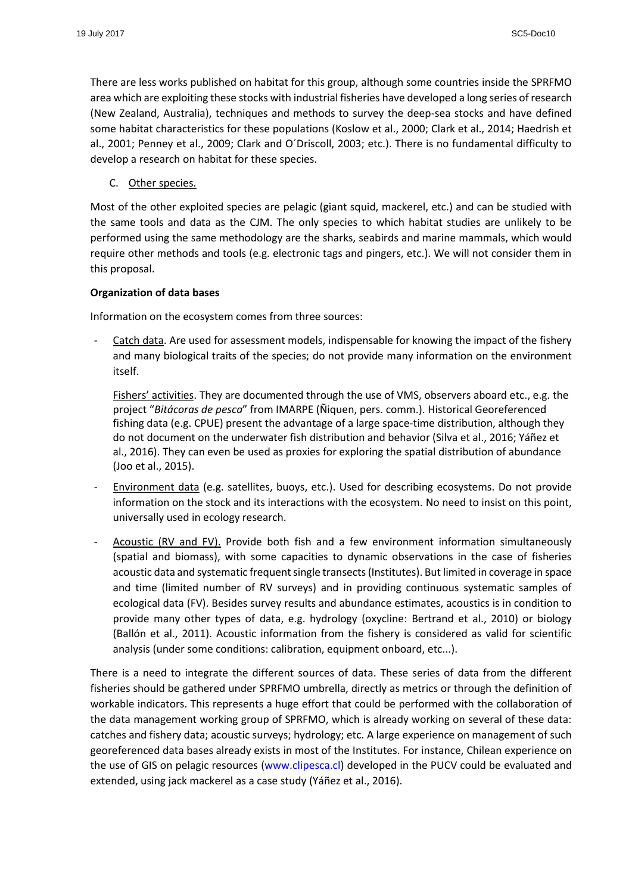There are less works published on habitat for this group, although some countries inside the SPRFMO area which are exploiting these stocks with industrial fisheries have developed a long series of research (New Zealand, Australia), techniques and methods to survey the deep-sea stocks and have defined some habitat characteristics for these populations (Koslow et al., 2000; Clark et al., 2014; Haedrish et al., 2001; Penney et al., 2009; Clark and O´Driscoll, 2003; etc.). There is no fundamental difficulty to develop a research on habitat for these species.

C. Other species.

Most of the other exploited species are pelagic (giant squid, mackerel, etc.) and can be studied with the same tools and data as the CJM. The only species to which habitat studies are unlikely to be performed using the same methodology are the sharks, seabirds and marine mammals, which would require other methods and tools (e.g. electronic tags and pingers, etc.). We will not consider them in this proposal.

**Organization of data bases**

Information on the ecosystem comes from three sources:

- Catch data. Are used for assessment models, indispensable for knowing the impact of the fishery and many biological traits of the species; do not provide many information on the environment itself.

  Fishers' activities. They are documented through the use of VMS, observers aboard etc., e.g. the project "*Bitácoras de pesca*" from IMARPE (Ñiquen, pers. comm.). Historical Georeferenced fishing data (e.g. CPUE) present the advantage of a large space-time distribution, although they do not document on the underwater fish distribution and behavior (Silva et al., 2016; Yáñez et al., 2016). They can even be used as proxies for exploring the spatial distribution of abundance (Joo et al., 2015).

- Environment data (e.g. satellites, buoys, etc.). Used for describing ecosystems. Do not provide information on the stock and its interactions with the ecosystem. No need to insist on this point, universally used in ecology research.

- Acoustic (RV and FV). Provide both fish and a few environment information simultaneously (spatial and biomass), with some capacities to dynamic observations in the case of fisheries acoustic data and systematic frequent single transects (Institutes). But limited in coverage in space and time (limited number of RV surveys) and in providing continuous systematic samples of ecological data (FV). Besides survey results and abundance estimates, acoustics is in condition to provide many other types of data, e.g. hydrology (oxycline: Bertrand et al., 2010) or biology (Ballón et al., 2011). Acoustic information from the fishery is considered as valid for scientific analysis (under some conditions: calibration, equipment onboard, etc...).

There is a need to integrate the different sources of data. These series of data from the different fisheries should be gathered under SPRFMO umbrella, directly as metrics or through the definition of workable indicators. This represents a huge effort that could be performed with the collaboration of the data management working group of SPRFMO, which is already working on several of these data: catches and fishery data; acoustic surveys; hydrology; etc. A large experience on management of such georeferenced data bases already exists in most of the Institutes. For instance, Chilean experience on the use of GIS on pelagic resources (www.clipesca.cl) developed in the PUCV could be evaluated and extended, using jack mackerel as a case study (Yáñez et al., 2016).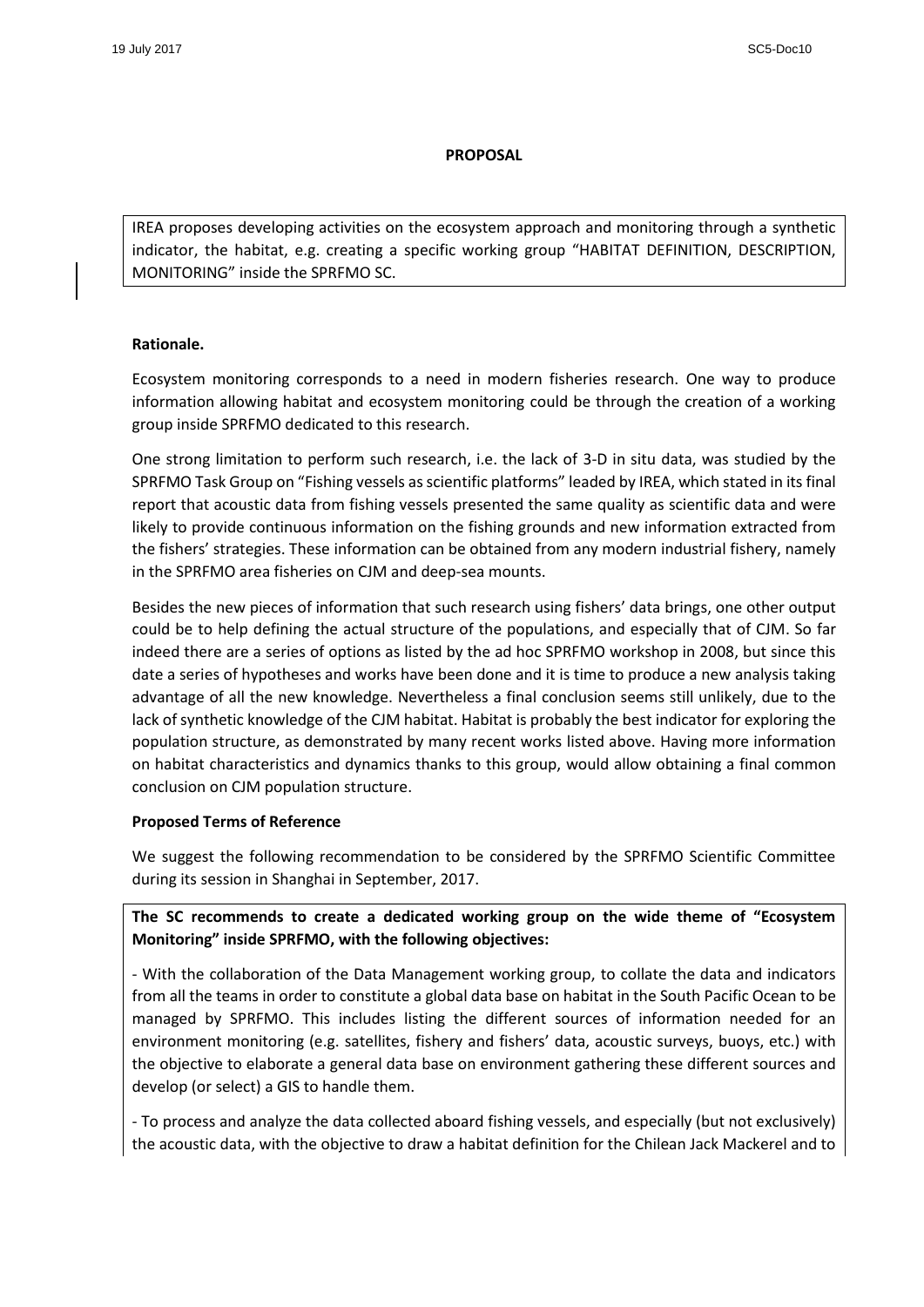**PROPOSAL**

IREA proposes developing activities on the ecosystem approach and monitoring through a synthetic indicator, the habitat, e.g. creating a specific working group "HABITAT DEFINITION, DESCRIPTION, MONITORING" inside the SPRFMO SC.

**Rationale.**

Ecosystem monitoring corresponds to a need in modern fisheries research. One way to produce information allowing habitat and ecosystem monitoring could be through the creation of a working group inside SPRFMO dedicated to this research.

One strong limitation to perform such research, i.e. the lack of 3-D in situ data, was studied by the SPRFMO Task Group on "Fishing vessels as scientific platforms" leaded by IREA, which stated in its final report that acoustic data from fishing vessels presented the same quality as scientific data and were likely to provide continuous information on the fishing grounds and new information extracted from the fishers' strategies. These information can be obtained from any modern industrial fishery, namely in the SPRFMO area fisheries on CJM and deep-sea mounts.

Besides the new pieces of information that such research using fishers' data brings, one other output could be to help defining the actual structure of the populations, and especially that of CJM. So far indeed there are a series of options as listed by the ad hoc SPRFMO workshop in 2008, but since this date a series of hypotheses and works have been done and it is time to produce a new analysis taking advantage of all the new knowledge. Nevertheless a final conclusion seems still unlikely, due to the lack of synthetic knowledge of the CJM habitat. Habitat is probably the best indicator for exploring the population structure, as demonstrated by many recent works listed above. Having more information on habitat characteristics and dynamics thanks to this group, would allow obtaining a final common conclusion on CJM population structure.

**Proposed Terms of Reference**

We suggest the following recommendation to be considered by the SPRFMO Scientific Committee during its session in Shanghai in September, 2017.

**The SC recommends to create a dedicated working group on the wide theme of "Ecosystem Monitoring" inside SPRFMO, with the following objectives:**

- With the collaboration of the Data Management working group, to collate the data and indicators from all the teams in order to constitute a global data base on habitat in the South Pacific Ocean to be managed by SPRFMO. This includes listing the different sources of information needed for an environment monitoring (e.g. satellites, fishery and fishers' data, acoustic surveys, buoys, etc.) with the objective to elaborate a general data base on environment gathering these different sources and develop (or select) a GIS to handle them.

- To process and analyze the data collected aboard fishing vessels, and especially (but not exclusively) the acoustic data, with the objective to draw a habitat definition for the Chilean Jack Mackerel and to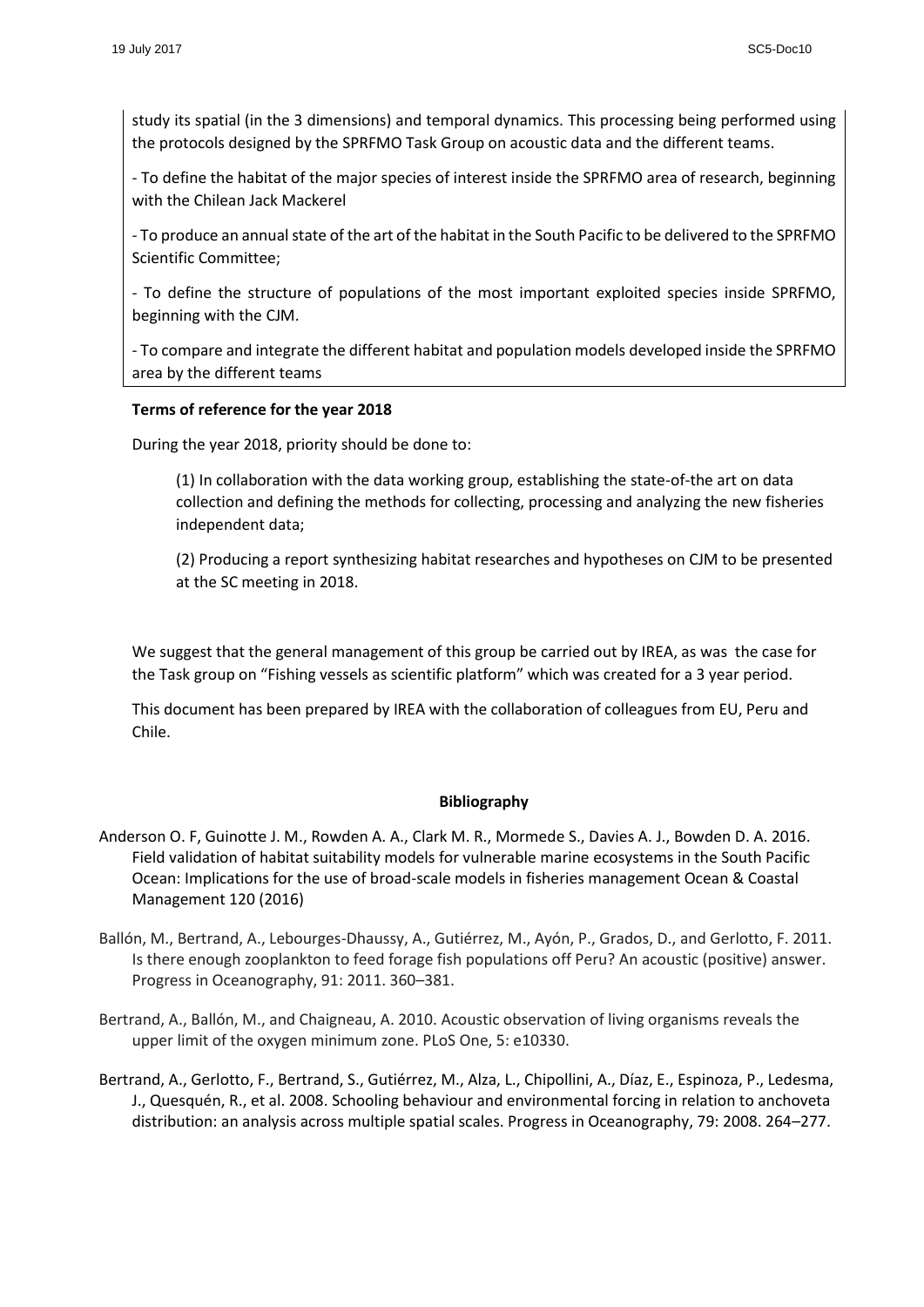study its spatial (in the 3 dimensions) and temporal dynamics. This processing being performed using the protocols designed by the SPRFMO Task Group on acoustic data and the different teams.

- To define the habitat of the major species of interest inside the SPRFMO area of research, beginning with the Chilean Jack Mackerel

- To produce an annual state of the art of the habitat in the South Pacific to be delivered to the SPRFMO Scientific Committee;

- To define the structure of populations of the most important exploited species inside SPRFMO, beginning with the CJM.

- To compare and integrate the different habitat and population models developed inside the SPRFMO area by the different teams

**Terms of reference for the year 2018**

During the year 2018, priority should be done to:

(1) In collaboration with the data working group, establishing the state-of-the art on data collection and defining the methods for collecting, processing and analyzing the new fisheries independent data;

(2) Producing a report synthesizing habitat researches and hypotheses on CJM to be presented at the SC meeting in 2018.

We suggest that the general management of this group be carried out by IREA, as was the case for the Task group on "Fishing vessels as scientific platform" which was created for a 3 year period.

This document has been prepared by IREA with the collaboration of colleagues from EU, Peru and Chile.

**Bibliography**

Anderson O. F, Guinotte J. M., Rowden A. A., Clark M. R., Mormede S., Davies A. J., Bowden D. A. 2016. Field validation of habitat suitability models for vulnerable marine ecosystems in the South Pacific Ocean: Implications for the use of broad-scale models in fisheries management Ocean & Coastal Management 120 (2016)

Ballón, M., Bertrand, A., Lebourges-Dhaussy, A., Gutiérrez, M., Ayón, P., Grados, D., and Gerlotto, F. 2011. Is there enough zooplankton to feed forage fish populations off Peru? An acoustic (positive) answer. Progress in Oceanography, 91: 2011. 360–381.

Bertrand, A., Ballón, M., and Chaigneau, A. 2010. Acoustic observation of living organisms reveals the upper limit of the oxygen minimum zone. PLoS One, 5: e10330.

Bertrand, A., Gerlotto, F., Bertrand, S., Gutiérrez, M., Alza, L., Chipollini, A., Díaz, E., Espinoza, P., Ledesma, J., Quesquén, R., et al. 2008. Schooling behaviour and environmental forcing in relation to anchoveta distribution: an analysis across multiple spatial scales. Progress in Oceanography, 79: 2008. 264–277.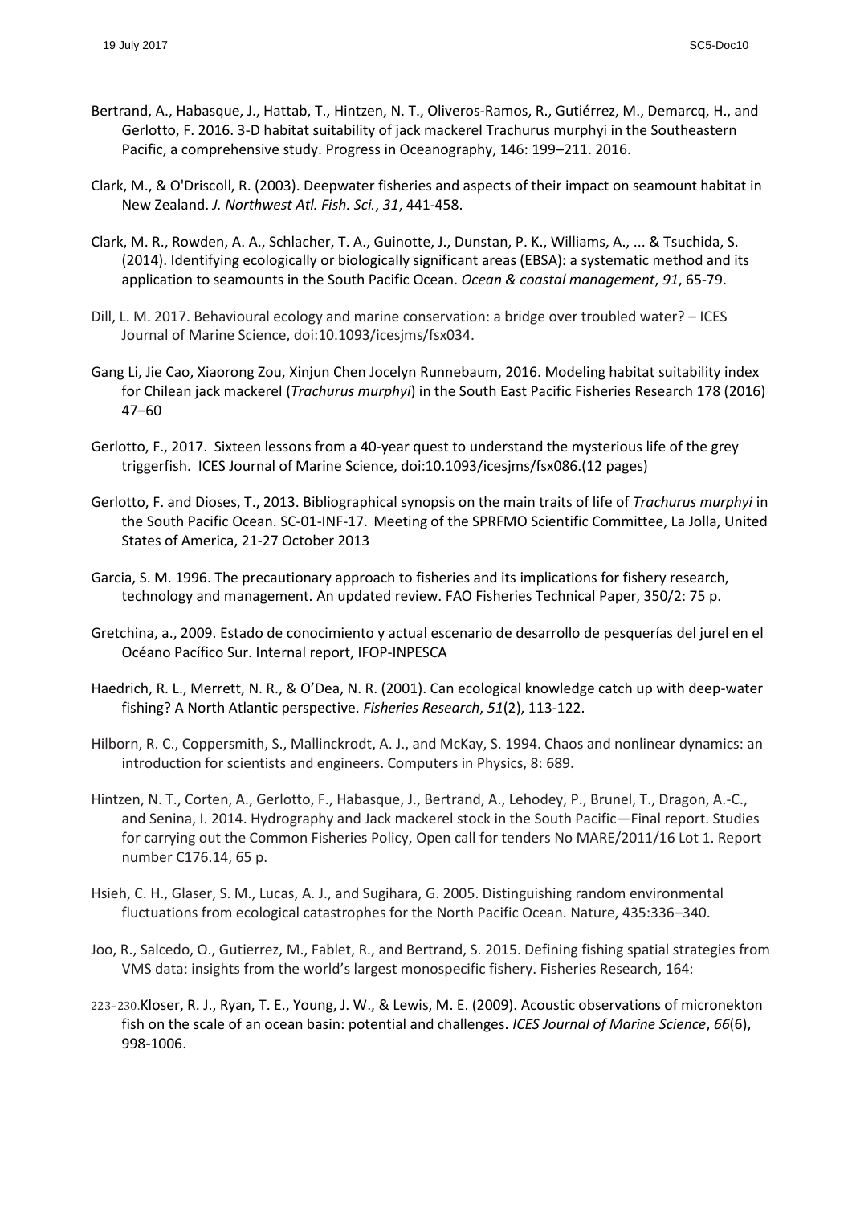Bertrand, A., Habasque, J., Hattab, T., Hintzen, N. T., Oliveros-Ramos, R., Gutiérrez, M., Demarcq, H., and Gerlotto, F. 2016. 3-D habitat suitability of jack mackerel Trachurus murphyi in the Southeastern Pacific, a comprehensive study. Progress in Oceanography, 146: 199–211. 2016.

Clark, M., & O'Driscoll, R. (2003). Deepwater fisheries and aspects of their impact on seamount habitat in New Zealand. *J. Northwest Atl. Fish. Sci.*, *31*, 441-458.

Clark, M. R., Rowden, A. A., Schlacher, T. A., Guinotte, J., Dunstan, P. K., Williams, A., ... & Tsuchida, S. (2014). Identifying ecologically or biologically significant areas (EBSA): a systematic method and its application to seamounts in the South Pacific Ocean. *Ocean & coastal management*, *91*, 65-79.

Dill, L. M. 2017. Behavioural ecology and marine conservation: a bridge over troubled water? – ICES Journal of Marine Science, doi:10.1093/icesjms/fsx034.

Gang Li, Jie Cao, Xiaorong Zou, Xinjun Chen Jocelyn Runnebaum, 2016. Modeling habitat suitability index for Chilean jack mackerel (*Trachurus murphyi*) in the South East Pacific Fisheries Research 178 (2016) 47–60

Gerlotto, F., 2017. Sixteen lessons from a 40-year quest to understand the mysterious life of the grey triggerfish. ICES Journal of Marine Science, doi:10.1093/icesjms/fsx086.(12 pages)

Gerlotto, F. and Dioses, T., 2013. Bibliographical synopsis on the main traits of life of *Trachurus murphyi* in the South Pacific Ocean. SC-01-INF-17. Meeting of the SPRFMO Scientific Committee, La Jolla, United States of America, 21-27 October 2013

Garcia, S. M. 1996. The precautionary approach to fisheries and its implications for fishery research, technology and management. An updated review. FAO Fisheries Technical Paper, 350/2: 75 p.

Gretchina, a., 2009. Estado de conocimiento y actual escenario de desarrollo de pesquerías del jurel en el Océano Pacífico Sur. Internal report, IFOP-INPESCA

Haedrich, R. L., Merrett, N. R., & O'Dea, N. R. (2001). Can ecological knowledge catch up with deep-water fishing? A North Atlantic perspective. *Fisheries Research*, *51*(2), 113-122.

Hilborn, R. C., Coppersmith, S., Mallinckrodt, A. J., and McKay, S. 1994. Chaos and nonlinear dynamics: an introduction for scientists and engineers. Computers in Physics, 8: 689.

Hintzen, N. T., Corten, A., Gerlotto, F., Habasque, J., Bertrand, A., Lehodey, P., Brunel, T., Dragon, A.-C., and Senina, I. 2014. Hydrography and Jack mackerel stock in the South Pacific—Final report. Studies for carrying out the Common Fisheries Policy, Open call for tenders No MARE/2011/16 Lot 1. Report number C176.14, 65 p.

Hsieh, C. H., Glaser, S. M., Lucas, A. J., and Sugihara, G. 2005. Distinguishing random environmental fluctuations from ecological catastrophes for the North Pacific Ocean. Nature, 435:336–340.

Joo, R., Salcedo, O., Gutierrez, M., Fablet, R., and Bertrand, S. 2015. Defining fishing spatial strategies from VMS data: insights from the world's largest monospecific fishery. Fisheries Research, 164:

223–230.Kloser, R. J., Ryan, T. E., Young, J. W., & Lewis, M. E. (2009). Acoustic observations of micronekton fish on the scale of an ocean basin: potential and challenges. *ICES Journal of Marine Science*, *66*(6), 998-1006.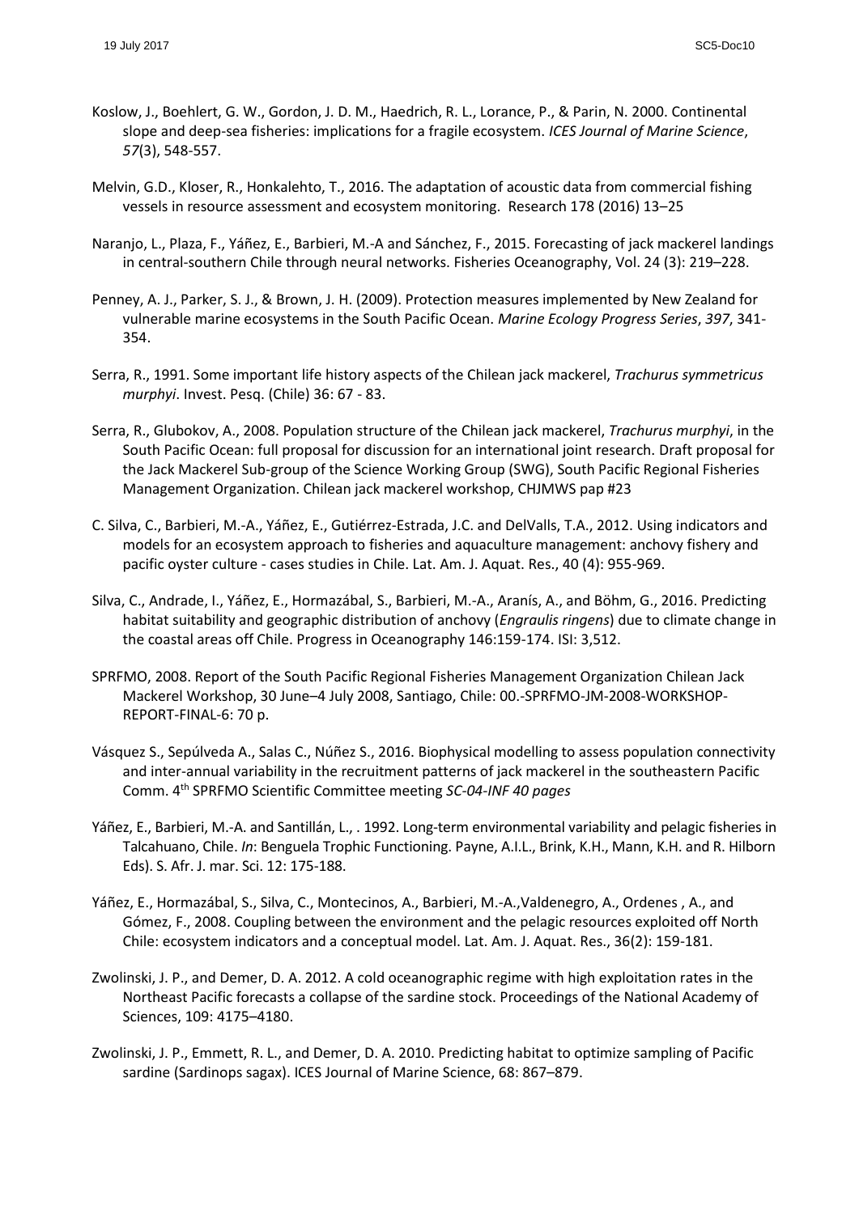Koslow, J., Boehlert, G. W., Gordon, J. D. M., Haedrich, R. L., Lorance, P., & Parin, N. 2000. Continental slope and deep-sea fisheries: implications for a fragile ecosystem. *ICES Journal of Marine Science*, *57*(3), 548-557.

Melvin, G.D., Kloser, R., Honkalehto, T., 2016. The adaptation of acoustic data from commercial fishing vessels in resource assessment and ecosystem monitoring. Research 178 (2016) 13–25

Naranjo, L., Plaza, F., Yáñez, E., Barbieri, M.-A and Sánchez, F., 2015. Forecasting of jack mackerel landings in central-southern Chile through neural networks. Fisheries Oceanography, Vol. 24 (3): 219–228.

Penney, A. J., Parker, S. J., & Brown, J. H. (2009). Protection measures implemented by New Zealand for vulnerable marine ecosystems in the South Pacific Ocean. *Marine Ecology Progress Series*, *397*, 341-354.

Serra, R., 1991. Some important life history aspects of the Chilean jack mackerel, *Trachurus symmetricus murphyi*. Invest. Pesq. (Chile) 36: 67 - 83.

Serra, R., Glubokov, A., 2008. Population structure of the Chilean jack mackerel, *Trachurus murphyi*, in the South Pacific Ocean: full proposal for discussion for an international joint research. Draft proposal for the Jack Mackerel Sub-group of the Science Working Group (SWG), South Pacific Regional Fisheries Management Organization. Chilean jack mackerel workshop, CHJMWS pap #23

C. Silva, C., Barbieri, M.-A., Yáñez, E., Gutiérrez-Estrada, J.C. and DelValls, T.A., 2012. Using indicators and models for an ecosystem approach to fisheries and aquaculture management: anchovy fishery and pacific oyster culture - cases studies in Chile. Lat. Am. J. Aquat. Res., 40 (4): 955-969.

Silva, C., Andrade, I., Yáñez, E., Hormazábal, S., Barbieri, M.-A., Aranís, A., and Böhm, G., 2016. Predicting habitat suitability and geographic distribution of anchovy (*Engraulis ringens*) due to climate change in the coastal areas off Chile. Progress in Oceanography 146:159-174. ISI: 3,512.

SPRFMO, 2008. Report of the South Pacific Regional Fisheries Management Organization Chilean Jack Mackerel Workshop, 30 June–4 July 2008, Santiago, Chile: 00.-SPRFMO-JM-2008-WORKSHOP-REPORT-FINAL-6: 70 p.

Vásquez S., Sepúlveda A., Salas C., Núñez S., 2016. Biophysical modelling to assess population connectivity and inter-annual variability in the recruitment patterns of jack mackerel in the southeastern Pacific Comm. 4th SPRFMO Scientific Committee meeting *SC-04-INF 40 pages*

Yáñez, E., Barbieri, M.-A. and Santillán, L., . 1992. Long-term environmental variability and pelagic fisheries in Talcahuano, Chile. *In*: Benguela Trophic Functioning. Payne, A.I.L., Brink, K.H., Mann, K.H. and R. Hilborn Eds). S. Afr. J. mar. Sci. 12: 175-188.

Yáñez, E., Hormazábal, S., Silva, C., Montecinos, A., Barbieri, M.-A.,Valdenegro, A., Ordenes , A., and Gómez, F., 2008. Coupling between the environment and the pelagic resources exploited off North Chile: ecosystem indicators and a conceptual model. Lat. Am. J. Aquat. Res., 36(2): 159-181.

Zwolinski, J. P., and Demer, D. A. 2012. A cold oceanographic regime with high exploitation rates in the Northeast Pacific forecasts a collapse of the sardine stock. Proceedings of the National Academy of Sciences, 109: 4175–4180.

Zwolinski, J. P., Emmett, R. L., and Demer, D. A. 2010. Predicting habitat to optimize sampling of Pacific sardine (Sardinops sagax). ICES Journal of Marine Science, 68: 867–879.